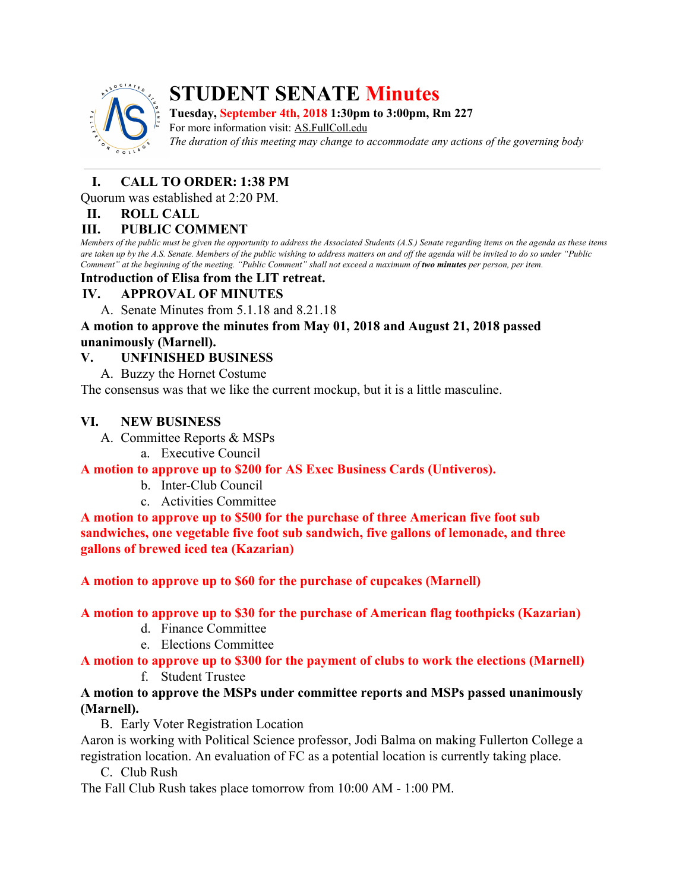# STUDENT SENATE Minutes

**Tuesday, September 4th, 2018 1:30pm to 3:00pm, Rm 227**

For more information visit: AS.FullColl.edu

*The duration of this meeting may change to accommodate any actions of the governing body*

---

## I. CALL TO ORDER: 1:38 PM

Quorum was established at 2:20 PM.

## II. ROLL CALL

## III. PUBLIC COMMENT

*Members of the public must be given the opportunity to address the Associated Students (A.S.) Senate regarding items on the agenda as these items are taken up by the A.S. Senate. Members of the public wishing to address matters on and off the agenda will be invited to do so under "Public Comment" at the beginning of the meeting. "Public Comment" shall not exceed a maximum of* ***two minutes*** *per person, per item.*

**Introduction of Elisa from the LIT retreat.**

## IV. APPROVAL OF MINUTES

A. Senate Minutes from 5.1.18 and 8.21.18

**A motion to approve the minutes from May 01, 2018 and August 21, 2018 passed unanimously (Marnell).**

## V. UNFINISHED BUSINESS

A. Buzzy the Hornet Costume

The consensus was that we like the current mockup, but it is a little masculine.

## VI. NEW BUSINESS

A. Committee Reports & MSPs

a. Executive Council

**A motion to approve up to $200 for AS Exec Business Cards (Untiveros).**

b. Inter-Club Council

c. Activities Committee

**A motion to approve up to $500 for the purchase of three American five foot sub sandwiches, one vegetable five foot sub sandwich, five gallons of lemonade, and three gallons of brewed iced tea (Kazarian)**

**A motion to approve up to $60 for the purchase of cupcakes (Marnell)**

**A motion to approve up to $30 for the purchase of American flag toothpicks (Kazarian)**

d. Finance Committee

e. Elections Committee

**A motion to approve up to $300 for the payment of clubs to work the elections (Marnell)**

f. Student Trustee

**A motion to approve the MSPs under committee reports and MSPs passed unanimously (Marnell).**

B. Early Voter Registration Location

Aaron is working with Political Science professor, Jodi Balma on making Fullerton College a registration location. An evaluation of FC as a potential location is currently taking place.

C. Club Rush

The Fall Club Rush takes place tomorrow from 10:00 AM - 1:00 PM.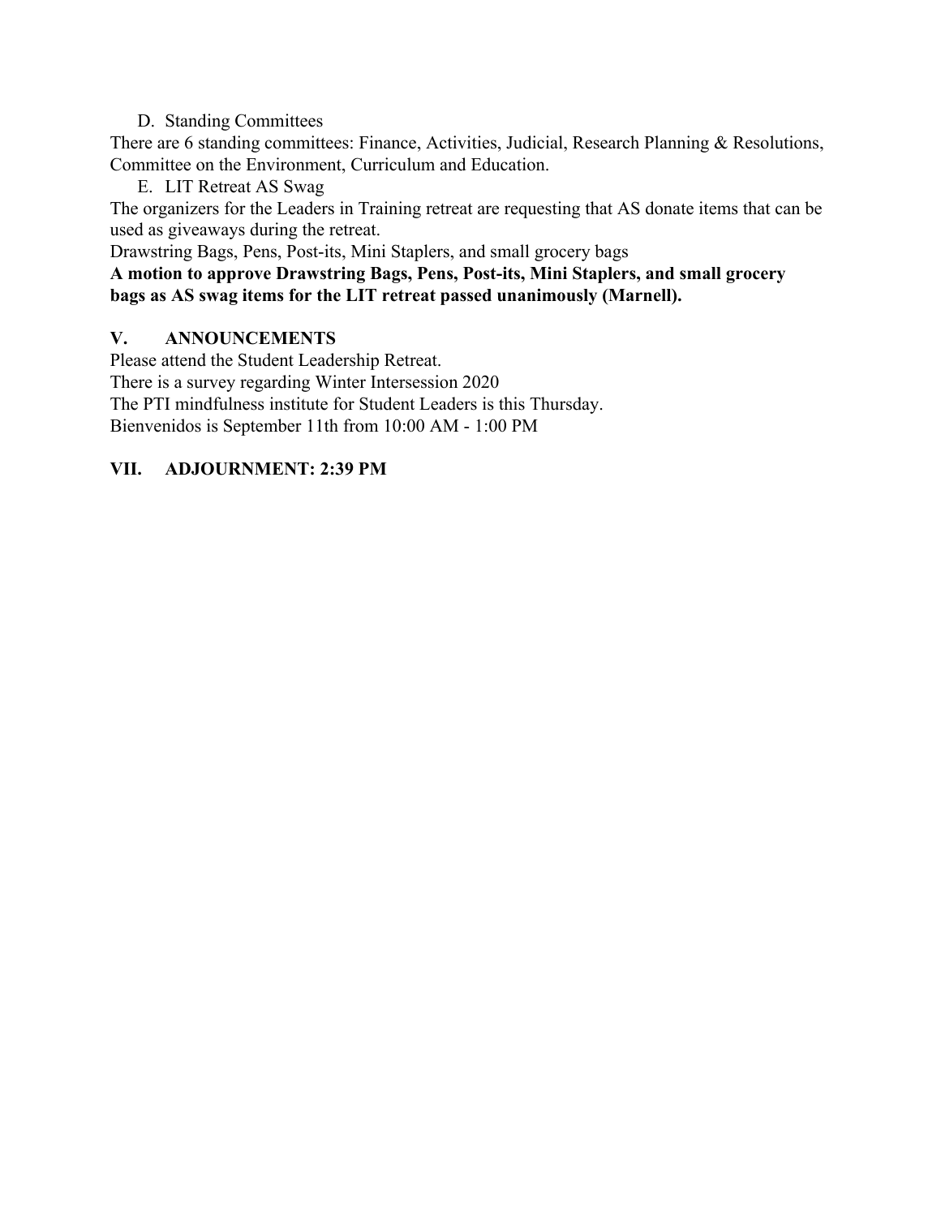D. Standing Committees

There are 6 standing committees: Finance, Activities, Judicial, Research Planning & Resolutions, Committee on the Environment, Curriculum and Education.

E. LIT Retreat AS Swag

The organizers for the Leaders in Training retreat are requesting that AS donate items that can be used as giveaways during the retreat.

Drawstring Bags, Pens, Post-its, Mini Staplers, and small grocery bags

**A motion to approve Drawstring Bags, Pens, Post-its, Mini Staplers, and small grocery bags as AS swag items for the LIT retreat passed unanimously (Marnell).**

## V. ANNOUNCEMENTS

Please attend the Student Leadership Retreat.

There is a survey regarding Winter Intersession 2020

The PTI mindfulness institute for Student Leaders is this Thursday.

Bienvenidos is September 11th from 10:00 AM - 1:00 PM

## VII. ADJOURNMENT: 2:39 PM